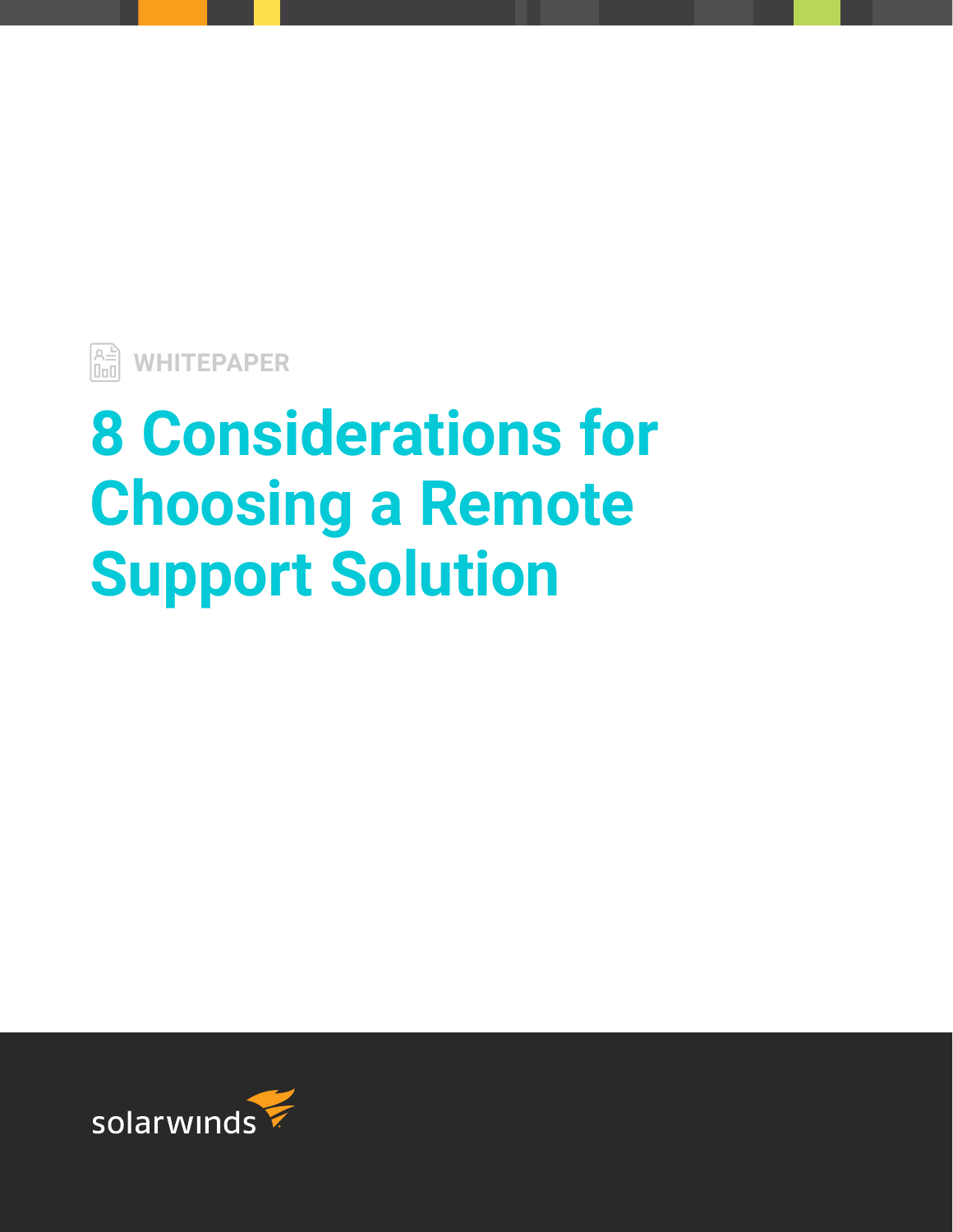WHITEPAPER

# 8 Considerations for Choosing a Remote Support Solution

solarwinds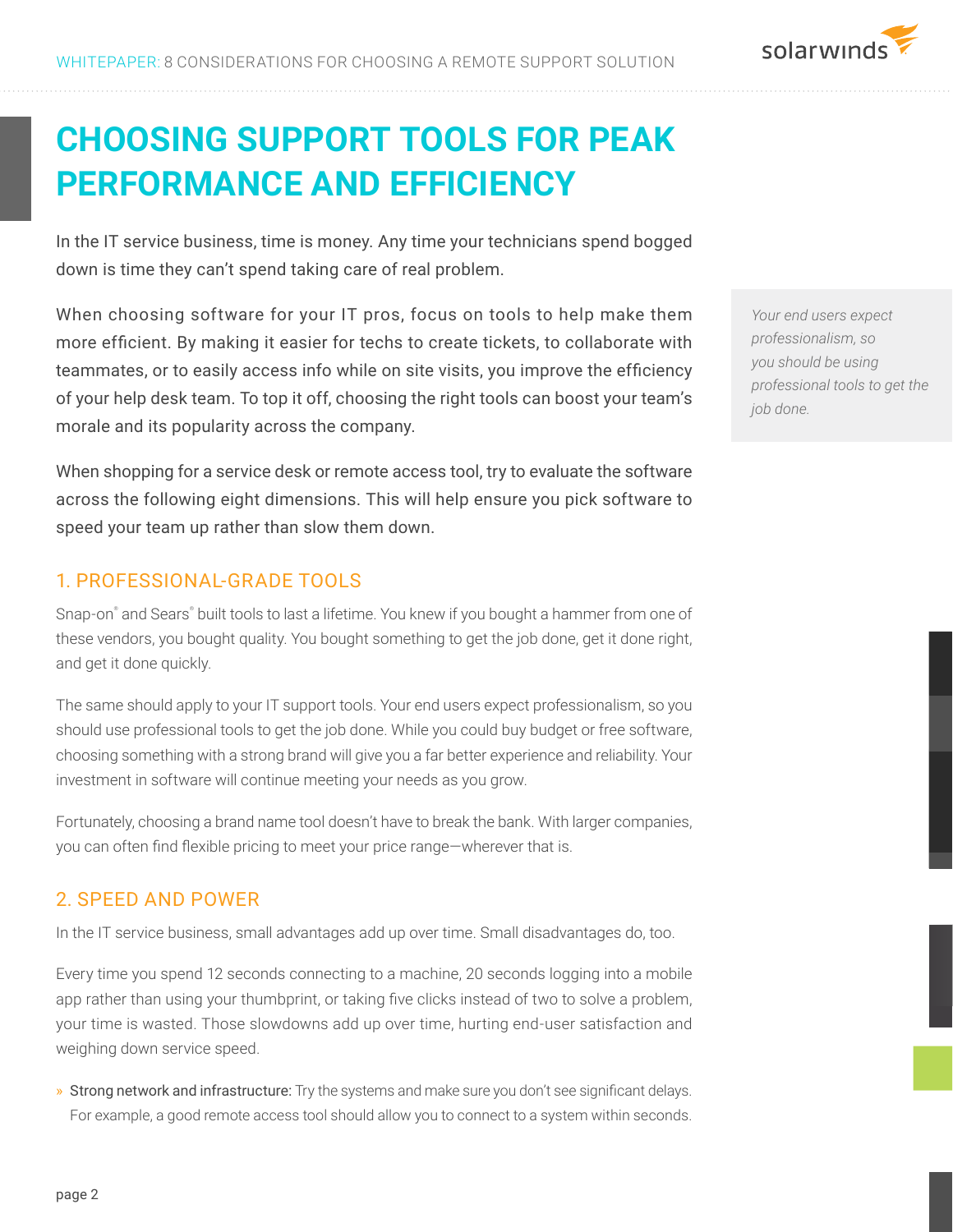# CHOOSING SUPPORT TOOLS FOR PEAK PERFORMANCE AND EFFICIENCY

In the IT service business, time is money. Any time your technicians spend bogged down is time they can't spend taking care of real problem.

When choosing software for your IT pros, focus on tools to help make them more efficient. By making it easier for techs to create tickets, to collaborate with teammates, or to easily access info while on site visits, you improve the efficiency of your help desk team. To top it off, choosing the right tools can boost your team's morale and its popularity across the company.

*Your end users expect professionalism, so you should be using professional tools to get the job done.*

When shopping for a service desk or remote access tool, try to evaluate the software across the following eight dimensions. This will help ensure you pick software to speed your team up rather than slow them down.

## 1. PROFESSIONAL-GRADE TOOLS

Snap-on® and Sears® built tools to last a lifetime. You knew if you bought a hammer from one of these vendors, you bought quality. You bought something to get the job done, get it done right, and get it done quickly.

The same should apply to your IT support tools. Your end users expect professionalism, so you should use professional tools to get the job done. While you could buy budget or free software, choosing something with a strong brand will give you a far better experience and reliability. Your investment in software will continue meeting your needs as you grow.

Fortunately, choosing a brand name tool doesn't have to break the bank. With larger companies, you can often find flexible pricing to meet your price range—wherever that is.

## 2. SPEED AND POWER

In the IT service business, small advantages add up over time. Small disadvantages do, too.

Every time you spend 12 seconds connecting to a machine, 20 seconds logging into a mobile app rather than using your thumbprint, or taking five clicks instead of two to solve a problem, your time is wasted. Those slowdowns add up over time, hurting end-user satisfaction and weighing down service speed.

- Strong network and infrastructure: Try the systems and make sure you don't see significant delays. For example, a good remote access tool should allow you to connect to a system within seconds.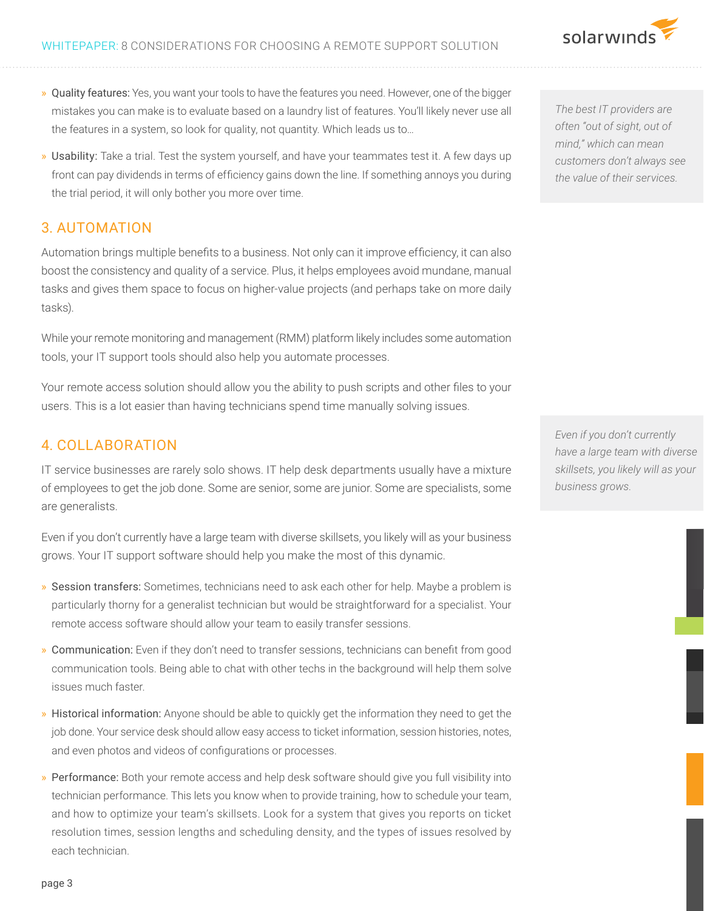- **Quality features:** Yes, you want your tools to have the features you need. However, one of the bigger mistakes you can make is to evaluate based on a laundry list of features. You'll likely never use all the features in a system, so look for quality, not quantity. Which leads us to…
- **Usability:** Take a trial. Test the system yourself, and have your teammates test it. A few days up front can pay dividends in terms of efficiency gains down the line. If something annoys you during the trial period, it will only bother you more over time.

*The best IT providers are often "out of sight, out of mind," which can mean customers don't always see the value of their services.*

## 3. AUTOMATION

Automation brings multiple benefits to a business. Not only can it improve efficiency, it can also boost the consistency and quality of a service. Plus, it helps employees avoid mundane, manual tasks and gives them space to focus on higher-value projects (and perhaps take on more daily tasks).

While your remote monitoring and management (RMM) platform likely includes some automation tools, your IT support tools should also help you automate processes.

Your remote access solution should allow you the ability to push scripts and other files to your users. This is a lot easier than having technicians spend time manually solving issues.

## 4. COLLABORATION

IT service businesses are rarely solo shows. IT help desk departments usually have a mixture of employees to get the job done. Some are senior, some are junior. Some are specialists, some are generalists.

*Even if you don't currently have a large team with diverse skillsets, you likely will as your business grows.*

Even if you don't currently have a large team with diverse skillsets, you likely will as your business grows. Your IT support software should help you make the most of this dynamic.

- **Session transfers:** Sometimes, technicians need to ask each other for help. Maybe a problem is particularly thorny for a generalist technician but would be straightforward for a specialist. Your remote access software should allow your team to easily transfer sessions.
- **Communication:** Even if they don't need to transfer sessions, technicians can benefit from good communication tools. Being able to chat with other techs in the background will help them solve issues much faster.
- **Historical information:** Anyone should be able to quickly get the information they need to get the job done. Your service desk should allow easy access to ticket information, session histories, notes, and even photos and videos of configurations or processes.
- **Performance:** Both your remote access and help desk software should give you full visibility into technician performance. This lets you know when to provide training, how to schedule your team, and how to optimize your team's skillsets. Look for a system that gives you reports on ticket resolution times, session lengths and scheduling density, and the types of issues resolved by each technician.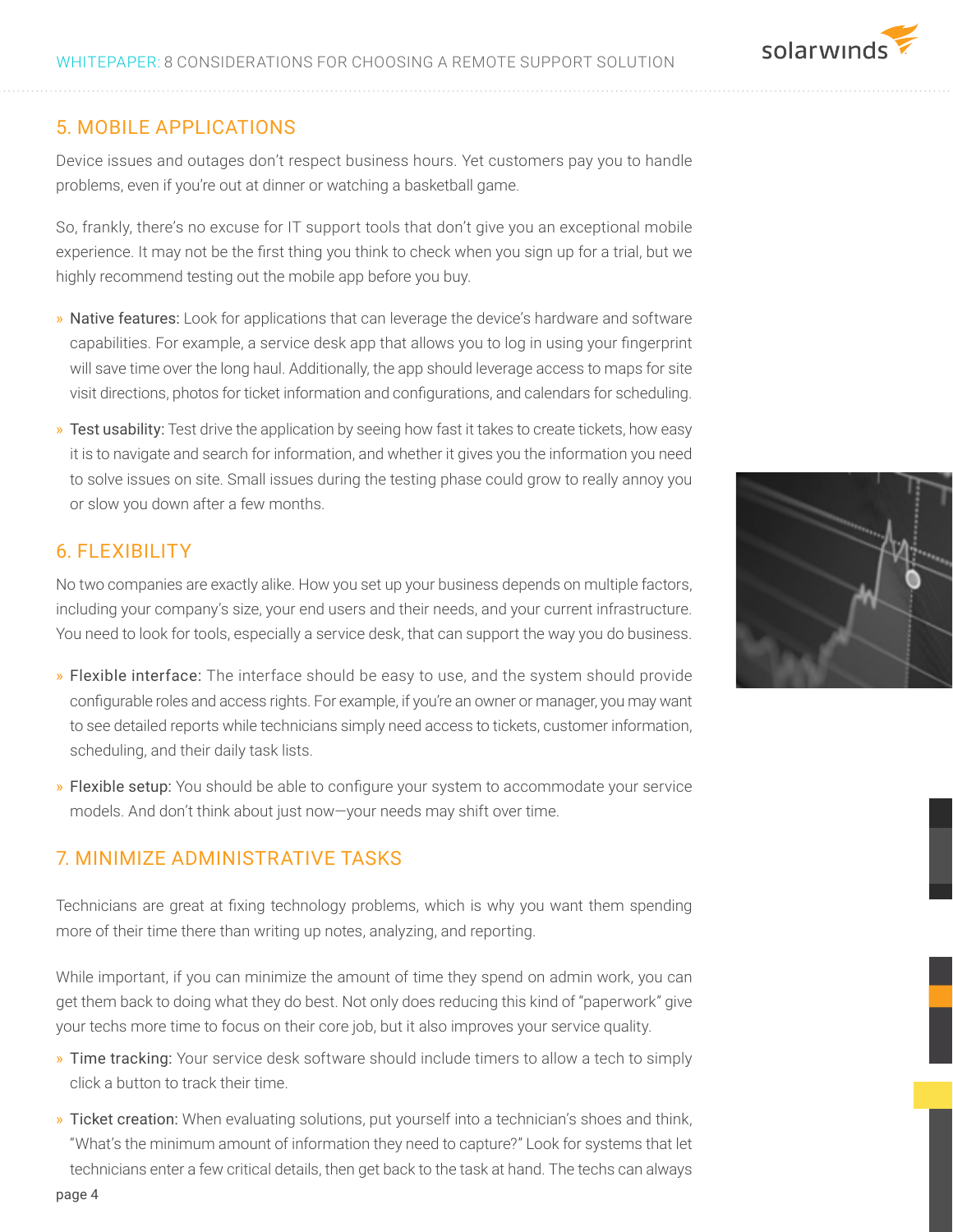## 5. MOBILE APPLICATIONS

Device issues and outages don't respect business hours. Yet customers pay you to handle problems, even if you're out at dinner or watching a basketball game.

So, frankly, there's no excuse for IT support tools that don't give you an exceptional mobile experience. It may not be the first thing you think to check when you sign up for a trial, but we highly recommend testing out the mobile app before you buy.

- Native features: Look for applications that can leverage the device's hardware and software capabilities. For example, a service desk app that allows you to log in using your fingerprint will save time over the long haul. Additionally, the app should leverage access to maps for site visit directions, photos for ticket information and configurations, and calendars for scheduling.
- Test usability: Test drive the application by seeing how fast it takes to create tickets, how easy it is to navigate and search for information, and whether it gives you the information you need to solve issues on site. Small issues during the testing phase could grow to really annoy you or slow you down after a few months.

## 6. FLEXIBILITY

No two companies are exactly alike. How you set up your business depends on multiple factors, including your company's size, your end users and their needs, and your current infrastructure. You need to look for tools, especially a service desk, that can support the way you do business.

- Flexible interface: The interface should be easy to use, and the system should provide configurable roles and access rights. For example, if you're an owner or manager, you may want to see detailed reports while technicians simply need access to tickets, customer information, scheduling, and their daily task lists.
- Flexible setup: You should be able to configure your system to accommodate your service models. And don't think about just now—your needs may shift over time.

## 7. MINIMIZE ADMINISTRATIVE TASKS

Technicians are great at fixing technology problems, which is why you want them spending more of their time there than writing up notes, analyzing, and reporting.

While important, if you can minimize the amount of time they spend on admin work, you can get them back to doing what they do best. Not only does reducing this kind of "paperwork" give your techs more time to focus on their core job, but it also improves your service quality.

- Time tracking: Your service desk software should include timers to allow a tech to simply click a button to track their time.
- Ticket creation: When evaluating solutions, put yourself into a technician's shoes and think, "What's the minimum amount of information they need to capture?" Look for systems that let technicians enter a few critical details, then get back to the task at hand. The techs can always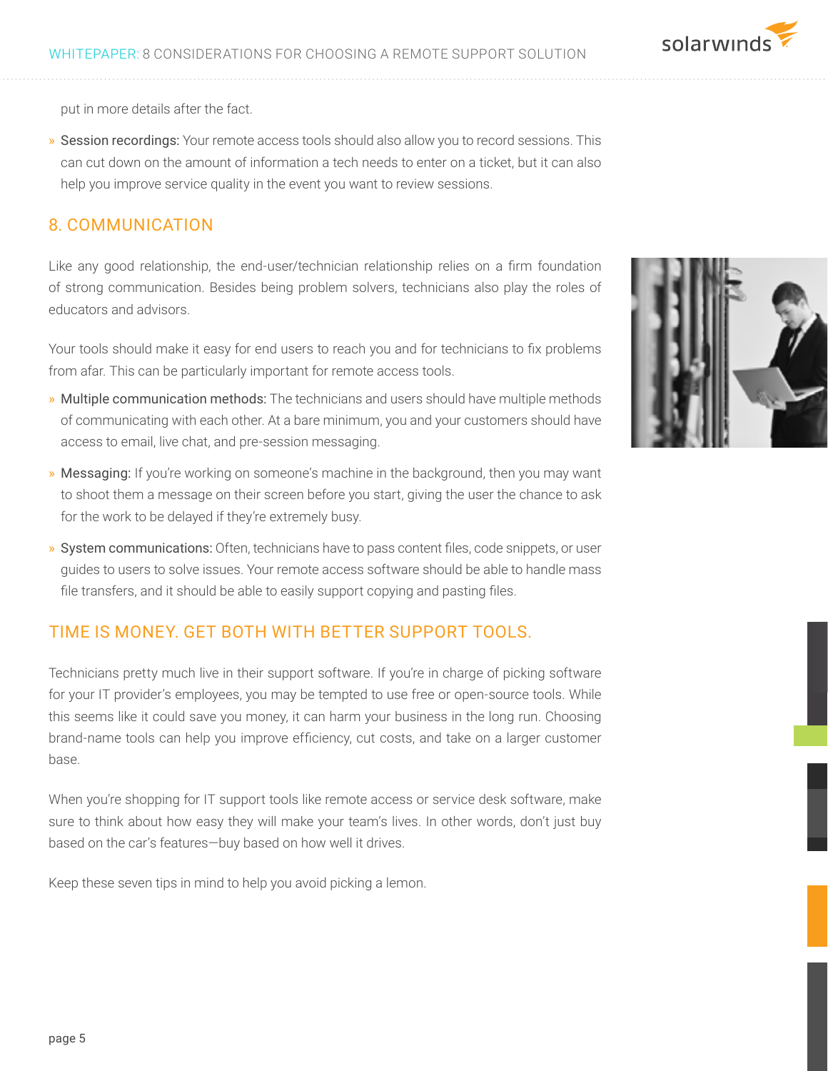put in more details after the fact.

- Session recordings: Your remote access tools should also allow you to record sessions. This can cut down on the amount of information a tech needs to enter on a ticket, but it can also help you improve service quality in the event you want to review sessions.

## 8. COMMUNICATION

Like any good relationship, the end-user/technician relationship relies on a firm foundation of strong communication. Besides being problem solvers, technicians also play the roles of educators and advisors.

Your tools should make it easy for end users to reach you and for technicians to fix problems from afar. This can be particularly important for remote access tools.

- Multiple communication methods: The technicians and users should have multiple methods of communicating with each other. At a bare minimum, you and your customers should have access to email, live chat, and pre-session messaging.
- Messaging: If you're working on someone's machine in the background, then you may want to shoot them a message on their screen before you start, giving the user the chance to ask for the work to be delayed if they're extremely busy.
- System communications: Often, technicians have to pass content files, code snippets, or user guides to users to solve issues. Your remote access software should be able to handle mass file transfers, and it should be able to easily support copying and pasting files.

## TIME IS MONEY. GET BOTH WITH BETTER SUPPORT TOOLS.

Technicians pretty much live in their support software. If you're in charge of picking software for your IT provider's employees, you may be tempted to use free or open-source tools. While this seems like it could save you money, it can harm your business in the long run. Choosing brand-name tools can help you improve efficiency, cut costs, and take on a larger customer base.

When you're shopping for IT support tools like remote access or service desk software, make sure to think about how easy they will make your team's lives. In other words, don't just buy based on the car's features—buy based on how well it drives.

Keep these seven tips in mind to help you avoid picking a lemon.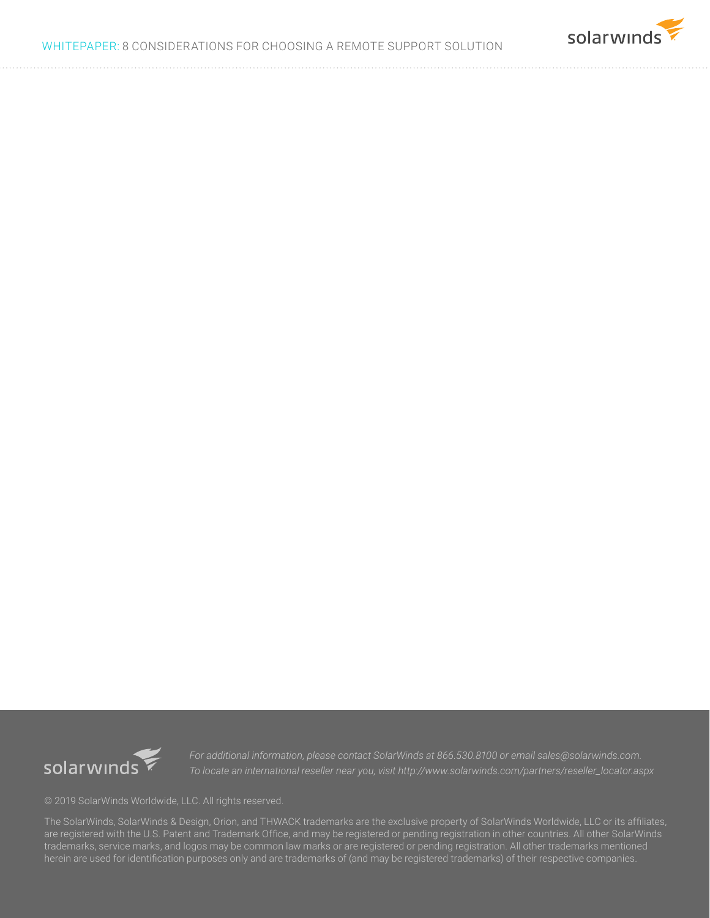*For additional information, please contact SolarWinds at 866.530.8100 or email sales@solarwinds.com.*
*To locate an international reseller near you, visit http://www.solarwinds.com/partners/reseller_locator.aspx*

© 2019 SolarWinds Worldwide, LLC. All rights reserved.

The SolarWinds, SolarWinds & Design, Orion, and THWACK trademarks are the exclusive property of SolarWinds Worldwide, LLC or its affiliates, are registered with the U.S. Patent and Trademark Office, and may be registered or pending registration in other countries. All other SolarWinds trademarks, service marks, and logos may be common law marks or are registered or pending registration. All other trademarks mentioned herein are used for identification purposes only and are trademarks of (and may be registered trademarks) of their respective companies.